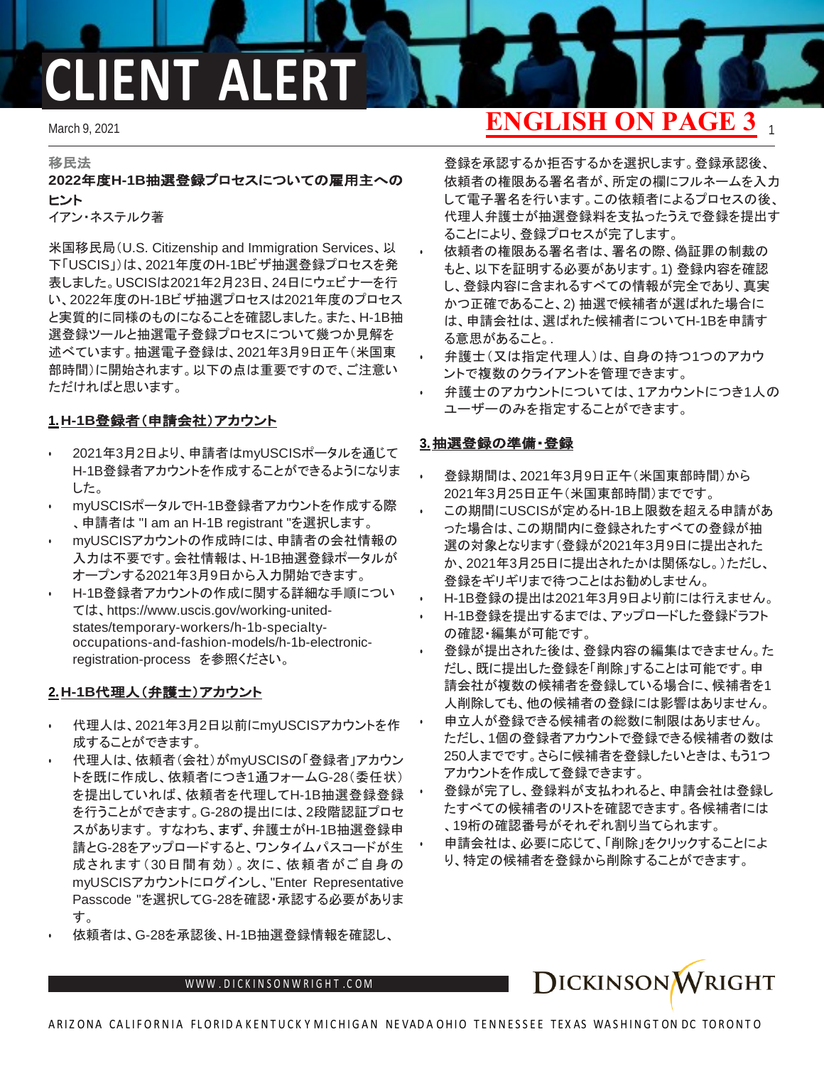# CLIENT ALERT

March 9, 2021

**ENGLISH ON PAGE 3**

**移民法**

## 2022年度H-1B抽選登録プロセスについての雇用主へのヒント

イアン・ネステルク著

米国移民局（U.S. Citizenship and Immigration Services、以下「USCIS」）は、2021年度のH-1Bビザ抽選登録プロセスを発表しました。USCISは2021年2月23日、24日にウェビナーを行い、2022年度のH-1Bビザ抽選プロセスは2021年度のプロセスと実質的に同様のものになることを確認しました。また、H-1B抽選登録ツールと抽選電子登録プロセスについて幾つか見解を述べています。抽選電子登録は、2021年3月9日正午（米国東部時間）に開始されます。以下の点は重要ですので、ご注意いただければと思います。

### 1. H-1B登録者（申請会社）アカウント

- 2021年3月2日より、申請者はmyUSCISポータルを通じてH-1B登録者アカウントを作成することができるようになりました。
- myUSCISポータルでH-1B登録者アカウントを作成する際、申請者は "I am an H-1B registrant "を選択します。
- myUSCISアカウントの作成時には、申請者の会社情報の入力は不要です。会社情報は、H-1B抽選登録ポータルがオープンする2021年3月9日から入力開始できます。
- H-1B登録者アカウントの作成に関する詳細な手順については、https://www.uscis.gov/working-united-states/temporary-workers/h-1b-specialty-occupations-and-fashion-models/h-1b-electronic-registration-process を参照ください。

### 2. H-1B代理人（弁護士）アカウント

- 代理人は、2021年3月2日以前にmyUSCISアカウントを作成することができます。
- 代理人は、依頼者（会社）がmyUSCISの「登録者」アカウントを既に作成し、依頼者につき1通フォームG-28（委任状）を提出していれば、依頼者を代理してH-1B抽選登録登録を行うことができます。G-28の提出には、2段階認証プロセスがあります。すなわち、まず、弁護士がH-1B抽選登録申請とG-28をアップロードすると、ワンタイムパスコードが生成されます（30日間有効）。次に、依頼者がご自身のmyUSCISアカウントにログインし、"Enter Representative Passcode "を選択してG-28を確認・承認する必要があります。
- 依頼者は、G-28を承認後、H-1B抽選登録情報を確認し、登録を承認するか拒否するかを選択します。登録承認後、依頼者の権限ある署名者が、所定の欄にフルネームを入力して電子署名を行います。この依頼者によるプロセスの後、代理人弁護士が抽選登録料を支払ったうえで登録を提出することにより、登録プロセスが完了します。
- 依頼者の権限ある署名者は、署名の際、偽証罪の制裁のもと、以下を証明する必要があります。1) 登録内容を確認し、登録内容に含まれるすべての情報が完全であり、真実かつ正確であること、2) 抽選で候補者が選ばれた場合には、申請会社は、選ばれた候補者についてH-1Bを申請する意思があること。.
- 弁護士（又は指定代理人）は、自身の持つ1つのアカウントで複数のクライアントを管理できます。
- 弁護士のアカウントについては、1アカウントにつき1人のユーザーのみを指定することができます。

### 3. 抽選登録の準備・登録

- 登録期間は、2021年3月9日正午（米国東部時間）から2021年3月25日正午（米国東部時間）までです。
- この期間にUSCISが定めるH-1B上限数を超える申請があった場合は、この期間内に登録されたすべての登録が抽選の対象となります（登録が2021年3月9日に提出されたか、2021年3月25日に提出されたかは関係なし。）ただし、登録をギリギリまで待つことはお勧めしません。
- H-1B登録の提出は2021年3月9日より前には行えません。
- H-1B登録を提出するまでは、アップロードした登録ドラフトの確認・編集が可能です。
- 登録が提出された後は、登録内容の編集はできません。ただし、既に提出した登録を「削除」することは可能です。申請会社が複数の候補者を登録している場合に、候補者を1人削除しても、他の候補者の登録には影響はありません。
- 申立人が登録できる候補者の総数に制限はありません。ただし、1個の登録者アカウントで登録できる候補者の数は250人までです。さらに候補者を登録したいときは、もう1つアカウントを作成して登録できます。
- 登録が完了し、登録料が支払われると、申請会社は登録したすべての候補者のリストを確認できます。各候補者には、19桁の確認番号がそれぞれ割り当てられます。
- 申請会社は、必要に応じて、「削除」をクリックすることにより、特定の候補者を登録から削除することができます。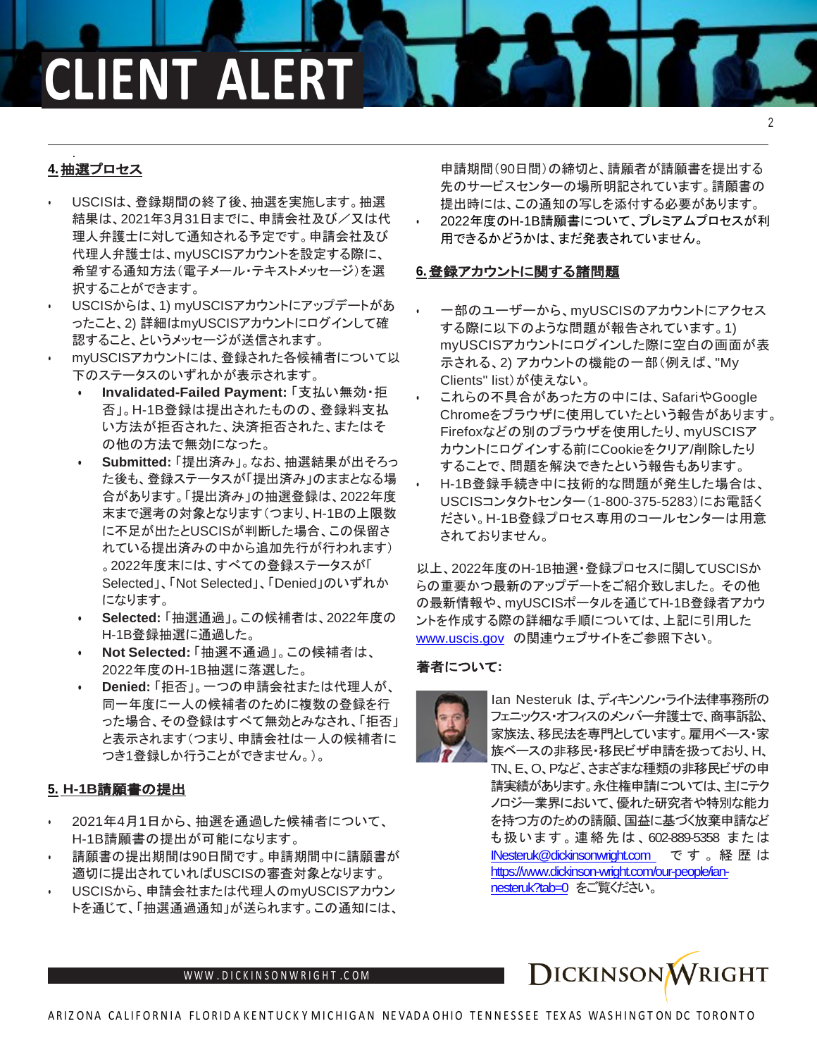## 4. 抽選プロセス

- USCISは、登録期間の終了後、抽選を実施します。抽選結果は、2021年3月31日までに、申請会社及び／又は代理人弁護士に対して通知される予定です。申請会社及び代理人弁護士は、myUSCISアカウントを設定する際に、希望する通知方法（電子メール・テキストメッセージ）を選択することができます。
- USCISからは、1) myUSCISアカウントにアップデートがあったこと、2) 詳細はmyUSCISアカウントにログインして確認すること、というメッセージが送信されます。
- myUSCISアカウントには、登録された各候補者について以下のステータスのいずれかが表示されます。
  - **Invalidated-Failed Payment:** 「支払い無効・拒否」。H-1B登録は提出されたものの、登録料支払い方法が拒否された、決済拒否された、またはその他の方法で無効になった。
  - **Submitted:** 「提出済み」。なお、抽選結果が出そろった後も、登録ステータスが「提出済み」のままとなる場合があります。「提出済み」の抽選登録は、2022年度末まで選考の対象となります（つまり、H-1Bの上限数に不足が出たとUSCISが判断した場合、この保留されている提出済みの中から追加先行が行われます）。2022年度末には、すべての登録ステータスが「Selected」、「Not Selected」、「Denied」のいずれかになります。
  - **Selected:** 「抽選通過」。この候補者は、2022年度のH-1B登録抽選に通過した。
  - **Not Selected:** 「抽選不通過」。この候補者は、2022年度のH-1B抽選に落選した。
  - **Denied:** 「拒否」。一つの申請会社または代理人が、同一年度に一人の候補者のために複数の登録を行った場合、その登録はすべて無効とみなされ、「拒否」と表示されます（つまり、申請会社は一人の候補者につき1登録しか行うことができません。）。

## 5. H-1B請願書の提出

- 2021年4月1日から、抽選を通過した候補者について、H-1B請願書の提出が可能になります。
- 請願書の提出期間は90日間です。申請期間中に請願書が適切に提出されていればUSCISの審査対象となります。
- USCISから、申請会社または代理人のmyUSCISアカウントを通じて、「抽選通過通知」が送られます。この通知には、申請期間（90日間）の締切と、請願者が請願書を提出する先のサービスセンターの場所明記されています。請願書の提出時には、この通知の写しを添付する必要があります。
- 2022年度のH-1B請願書について、プレミアムプロセスが利用できるかどうかは、まだ発表されていません。

## 6. 登録アカウントに関する諸問題

- 一部のユーザーから、myUSCISのアカウントにアクセスする際に以下のような問題が報告されています。1) myUSCISアカウントにログインした際に空白の画面が表示される、2) アカウントの機能の一部（例えば、"My Clients" list）が使えない。
- これらの不具合があった方の中には、SafariやGoogle Chromeをブラウザに使用していたという報告があります。Firefoxなどの別のブラウザを使用したり、myUSCISアカウントにログインする前にCookieをクリア/削除したりすることで、問題を解決できたという報告もあります。
- H-1B登録手続き中に技術的な問題が発生した場合は、USCISコンタクトセンター（1-800-375-5283）にお電話ください。H-1B登録プロセス専用のコールセンターは用意されておりません。

以上、2022年度のH-1B抽選・登録プロセスに関してUSCISからの重要かつ最新のアップデートをご紹介致しました。その他の最新情報や、myUSCISポータルを通じてH-1B登録者アカウントを作成する際の詳細な手順については、上記に引用した www.uscis.gov の関連ウェブサイトをご参照下さい。

**著者について:**

Ian Nesteruk は、ディキンソン・ライト法律事務所のフェニックス・オフィスのメンバー弁護士で、商事訴訟、家族法、移民法を専門としています。雇用ベース・家族ベースの非移民・移民ビザ申請を扱っており、H、TN、E、O、Pなど、さまざまな種類の非移民ビザの申請実績があります。永住権申請については、主にテクノロジー業界において、優れた研究者や特別な能力を持つ方のための請願、国益に基づく放棄申請なども扱います。連絡先は、602-889-5358 または INesteruk@dickinsonwright.com です。経歴は https://www.dickinson-wright.com/our-people/ian-nesteruk?tab=0 をご覧ください。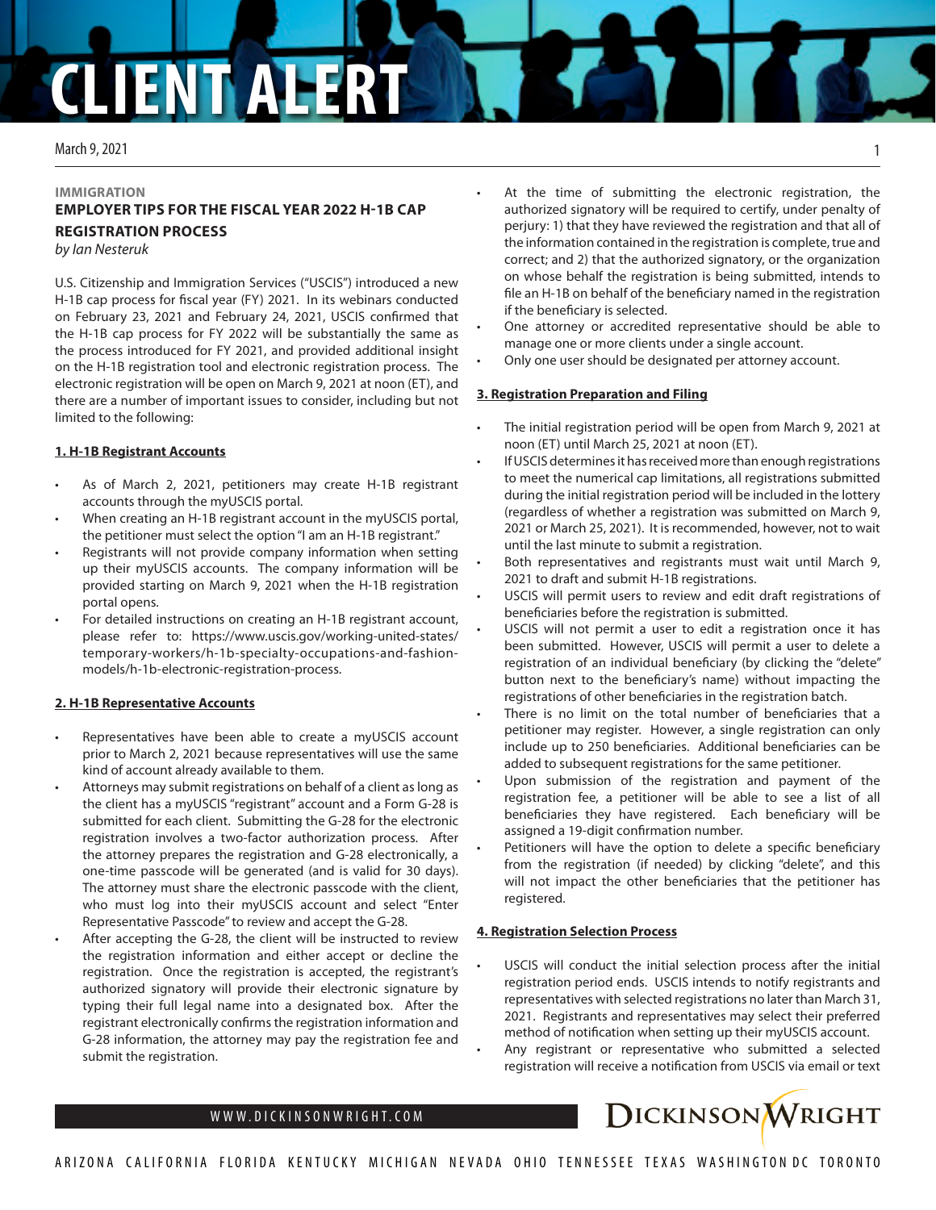# CLIENT ALERT

March 9, 2021

IMMIGRATION

## EMPLOYER TIPS FOR THE FISCAL YEAR 2022 H-1B CAP REGISTRATION PROCESS

*by Ian Nesteruk*

U.S. Citizenship and Immigration Services ("USCIS") introduced a new H-1B cap process for fiscal year (FY) 2021. In its webinars conducted on February 23, 2021 and February 24, 2021, USCIS confirmed that the H-1B cap process for FY 2022 will be substantially the same as the process introduced for FY 2021, and provided additional insight on the H-1B registration tool and electronic registration process. The electronic registration will be open on March 9, 2021 at noon (ET), and there are a number of important issues to consider, including but not limited to the following:

### 1. H-1B Registrant Accounts

- As of March 2, 2021, petitioners may create H-1B registrant accounts through the myUSCIS portal.
- When creating an H-1B registrant account in the myUSCIS portal, the petitioner must select the option "I am an H-1B registrant."
- Registrants will not provide company information when setting up their myUSCIS accounts. The company information will be provided starting on March 9, 2021 when the H-1B registration portal opens.
- For detailed instructions on creating an H-1B registrant account, please refer to: https://www.uscis.gov/working-united-states/temporary-workers/h-1b-specialty-occupations-and-fashion-models/h-1b-electronic-registration-process.

### 2. H-1B Representative Accounts

- Representatives have been able to create a myUSCIS account prior to March 2, 2021 because representatives will use the same kind of account already available to them.
- Attorneys may submit registrations on behalf of a client as long as the client has a myUSCIS "registrant" account and a Form G-28 is submitted for each client. Submitting the G-28 for the electronic registration involves a two-factor authorization process. After the attorney prepares the registration and G-28 electronically, a one-time passcode will be generated (and is valid for 30 days). The attorney must share the electronic passcode with the client, who must log into their myUSCIS account and select "Enter Representative Passcode" to review and accept the G-28.
- After accepting the G-28, the client will be instructed to review the registration information and either accept or decline the registration. Once the registration is accepted, the registrant's authorized signatory will provide their electronic signature by typing their full legal name into a designated box. After the registrant electronically confirms the registration information and G-28 information, the attorney may pay the registration fee and submit the registration.
- At the time of submitting the electronic registration, the authorized signatory will be required to certify, under penalty of perjury: 1) that they have reviewed the registration and that all of the information contained in the registration is complete, true and correct; and 2) that the authorized signatory, or the organization on whose behalf the registration is being submitted, intends to file an H-1B on behalf of the beneficiary named in the registration if the beneficiary is selected.
- One attorney or accredited representative should be able to manage one or more clients under a single account.
- Only one user should be designated per attorney account.

### 3. Registration Preparation and Filing

- The initial registration period will be open from March 9, 2021 at noon (ET) until March 25, 2021 at noon (ET).
- If USCIS determines it has received more than enough registrations to meet the numerical cap limitations, all registrations submitted during the initial registration period will be included in the lottery (regardless of whether a registration was submitted on March 9, 2021 or March 25, 2021). It is recommended, however, not to wait until the last minute to submit a registration.
- Both representatives and registrants must wait until March 9, 2021 to draft and submit H-1B registrations.
- USCIS will permit users to review and edit draft registrations of beneficiaries before the registration is submitted.
- USCIS will not permit a user to edit a registration once it has been submitted. However, USCIS will permit a user to delete a registration of an individual beneficiary (by clicking the "delete" button next to the beneficiary's name) without impacting the registrations of other beneficiaries in the registration batch.
- There is no limit on the total number of beneficiaries that a petitioner may register. However, a single registration can only include up to 250 beneficiaries. Additional beneficiaries can be added to subsequent registrations for the same petitioner.
- Upon submission of the registration and payment of the registration fee, a petitioner will be able to see a list of all beneficiaries they have registered. Each beneficiary will be assigned a 19-digit confirmation number.
- Petitioners will have the option to delete a specific beneficiary from the registration (if needed) by clicking "delete", and this will not impact the other beneficiaries that the petitioner has registered.

### 4. Registration Selection Process

- USCIS will conduct the initial selection process after the initial registration period ends. USCIS intends to notify registrants and representatives with selected registrations no later than March 31, 2021. Registrants and representatives may select their preferred method of notification when setting up their myUSCIS account.
- Any registrant or representative who submitted a selected registration will receive a notification from USCIS via email or text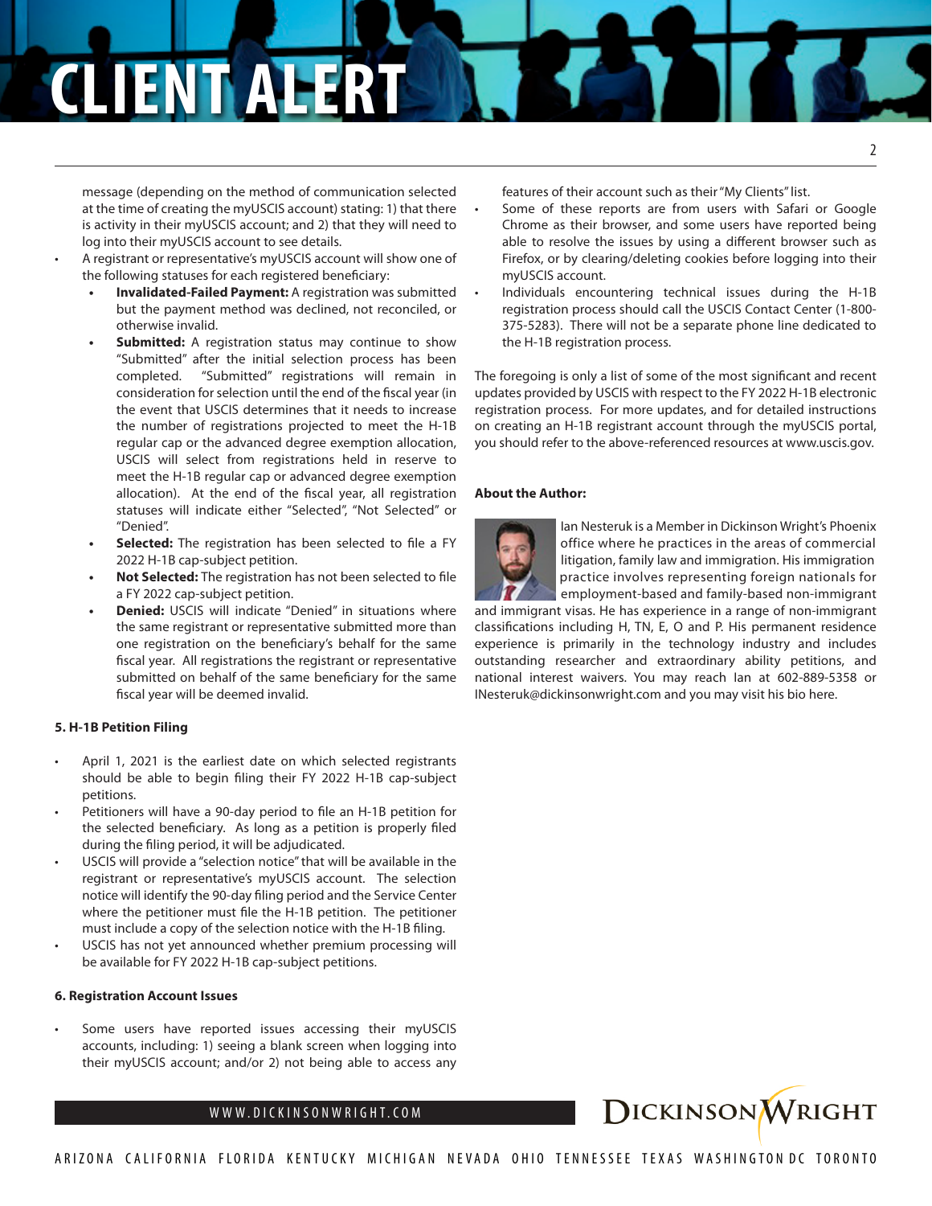message (depending on the method of communication selected at the time of creating the myUSCIS account) stating: 1) that there is activity in their myUSCIS account; and 2) that they will need to log into their myUSCIS account to see details.

- A registrant or representative's myUSCIS account will show one of the following statuses for each registered beneficiary:
  - **Invalidated-Failed Payment:** A registration was submitted but the payment method was declined, not reconciled, or otherwise invalid.
  - **Submitted:** A registration status may continue to show "Submitted" after the initial selection process has been completed. "Submitted" registrations will remain in consideration for selection until the end of the fiscal year (in the event that USCIS determines that it needs to increase the number of registrations projected to meet the H-1B regular cap or the advanced degree exemption allocation, USCIS will select from registrations held in reserve to meet the H-1B regular cap or advanced degree exemption allocation). At the end of the fiscal year, all registration statuses will indicate either "Selected", "Not Selected" or "Denied".
  - **Selected:** The registration has been selected to file a FY 2022 H-1B cap-subject petition.
  - **Not Selected:** The registration has not been selected to file a FY 2022 cap-subject petition.
  - **Denied:** USCIS will indicate "Denied" in situations where the same registrant or representative submitted more than one registration on the beneficiary's behalf for the same fiscal year. All registrations the registrant or representative submitted on behalf of the same beneficiary for the same fiscal year will be deemed invalid.

**5. H-1B Petition Filing**

- April 1, 2021 is the earliest date on which selected registrants should be able to begin filing their FY 2022 H-1B cap-subject petitions.
- Petitioners will have a 90-day period to file an H-1B petition for the selected beneficiary. As long as a petition is properly filed during the filing period, it will be adjudicated.
- USCIS will provide a "selection notice" that will be available in the registrant or representative's myUSCIS account. The selection notice will identify the 90-day filing period and the Service Center where the petitioner must file the H-1B petition. The petitioner must include a copy of the selection notice with the H-1B filing.
- USCIS has not yet announced whether premium processing will be available for FY 2022 H-1B cap-subject petitions.

**6. Registration Account Issues**

- Some users have reported issues accessing their myUSCIS accounts, including: 1) seeing a blank screen when logging into their myUSCIS account; and/or 2) not being able to access any features of their account such as their "My Clients" list.
- Some of these reports are from users with Safari or Google Chrome as their browser, and some users have reported being able to resolve the issues by using a different browser such as Firefox, or by clearing/deleting cookies before logging into their myUSCIS account.
- Individuals encountering technical issues during the H-1B registration process should call the USCIS Contact Center (1-800-375-5283). There will not be a separate phone line dedicated to the H-1B registration process.

The foregoing is only a list of some of the most significant and recent updates provided by USCIS with respect to the FY 2022 H-1B electronic registration process. For more updates, and for detailed instructions on creating an H-1B registrant account through the myUSCIS portal, you should refer to the above-referenced resources at www.uscis.gov.

**About the Author:**

Ian Nesteruk is a Member in Dickinson Wright's Phoenix office where he practices in the areas of commercial litigation, family law and immigration. His immigration practice involves representing foreign nationals for employment-based and family-based non-immigrant and immigrant visas. He has experience in a range of non-immigrant classifications including H, TN, E, O and P. His permanent residence experience is primarily in the technology industry and includes outstanding researcher and extraordinary ability petitions, and national interest waivers. You may reach Ian at 602-889-5358 or INesteruk@dickinsonwright.com and you may visit his bio here.